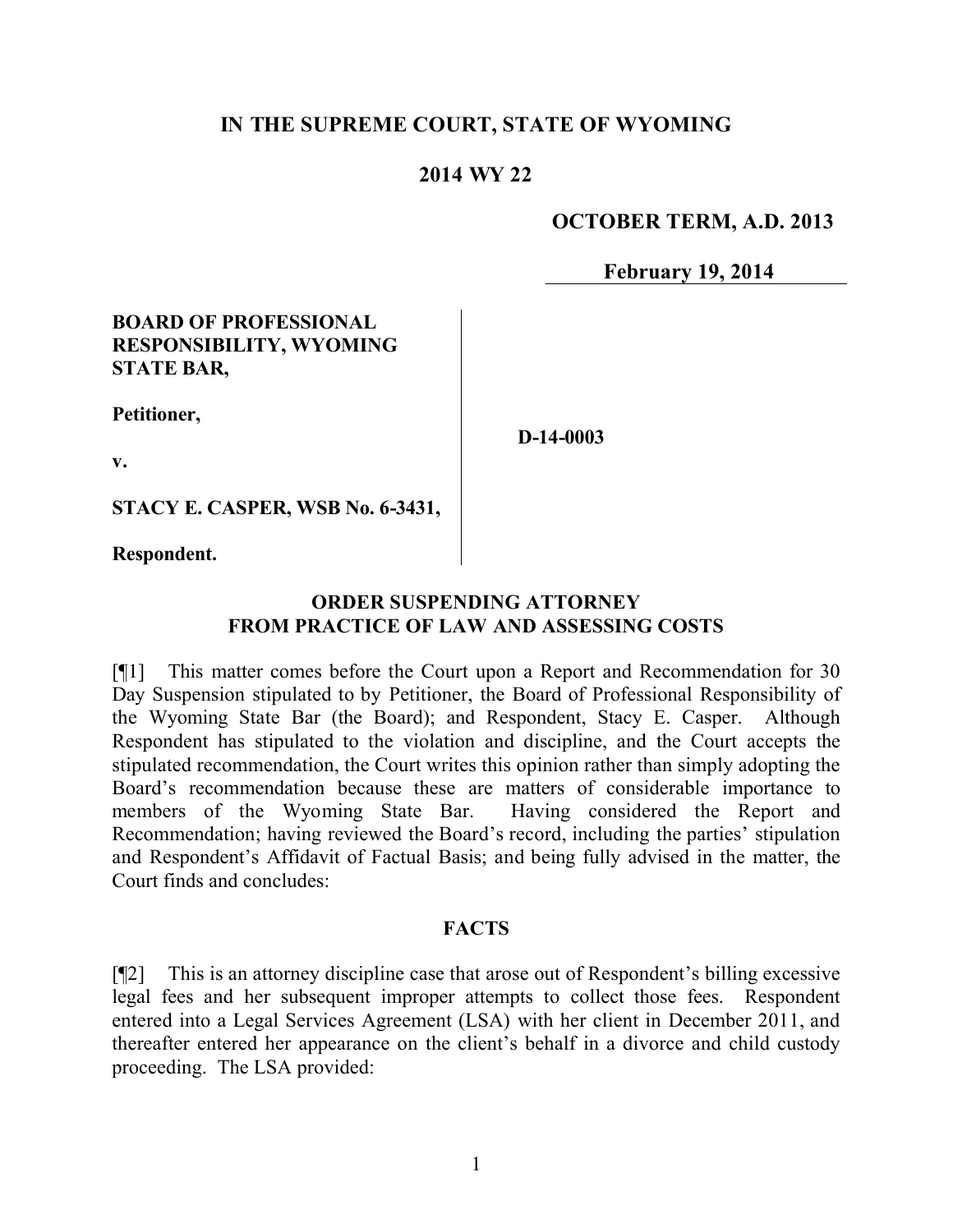**IN THE SUPREME COURT, STATE OF WYOMING**

**2014 WY 22**

**OCTOBER TERM, A.D. 2013**

**February 19, 2014**

**BOARD OF PROFESSIONAL RESPONSIBILITY, WYOMING STATE BAR,**

**Petitioner,**

**v.**

**STACY E. CASPER, WSB No. 6-3431,**

**Respondent.**

**D-14-0003**

**ORDER SUSPENDING ATTORNEY FROM PRACTICE OF LAW AND ASSESSING COSTS**

[¶1] This matter comes before the Court upon a Report and Recommendation for 30 Day Suspension stipulated to by Petitioner, the Board of Professional Responsibility of the Wyoming State Bar (the Board); and Respondent, Stacy E. Casper. Although Respondent has stipulated to the violation and discipline, and the Court accepts the stipulated recommendation, the Court writes this opinion rather than simply adopting the Board's recommendation because these are matters of considerable importance to members of the Wyoming State Bar. Having considered the Report and Recommendation; having reviewed the Board's record, including the parties' stipulation and Respondent's Affidavit of Factual Basis; and being fully advised in the matter, the Court finds and concludes:

**FACTS**

[¶2] This is an attorney discipline case that arose out of Respondent's billing excessive legal fees and her subsequent improper attempts to collect those fees. Respondent entered into a Legal Services Agreement (LSA) with her client in December 2011, and thereafter entered her appearance on the client's behalf in a divorce and child custody proceeding. The LSA provided: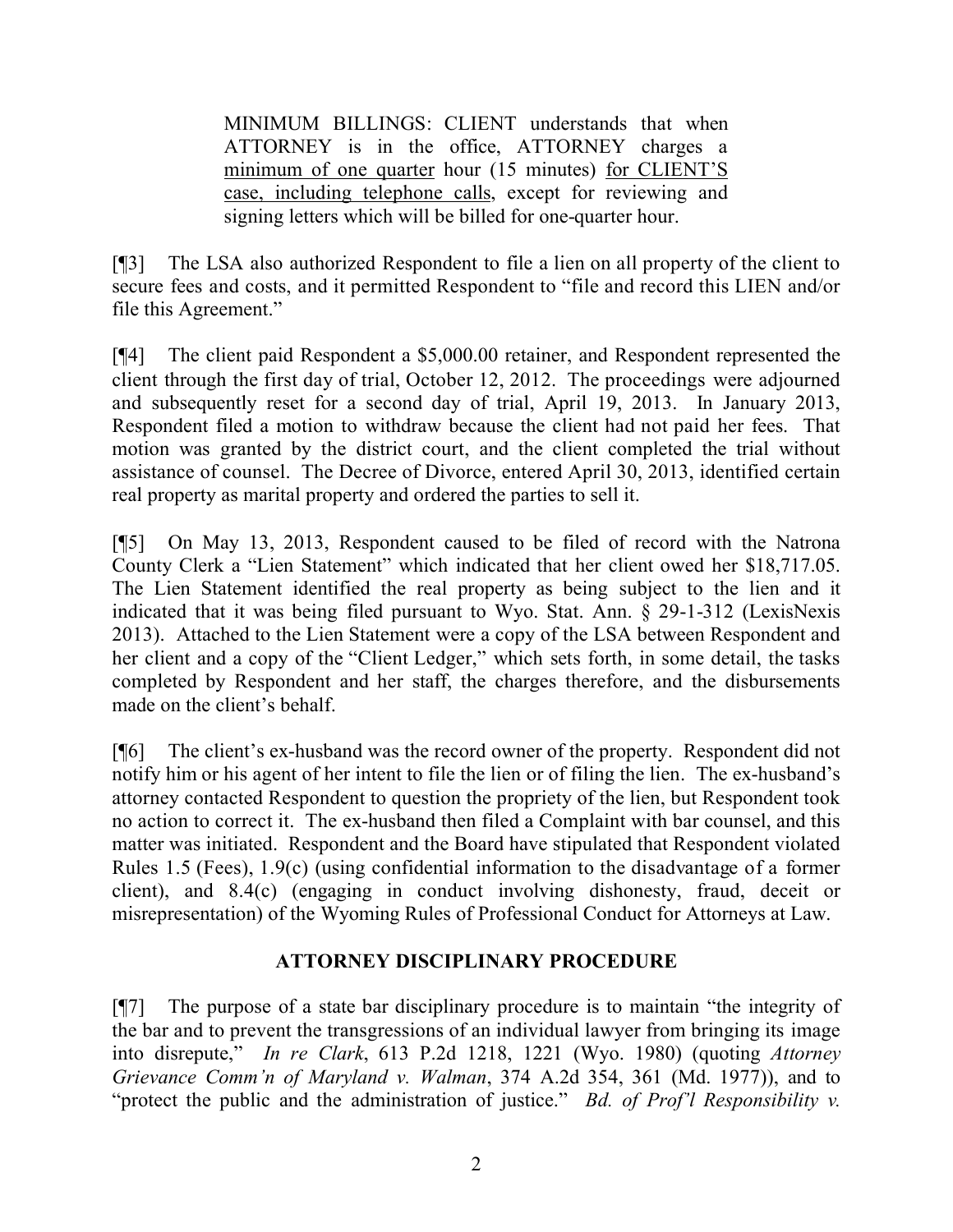> MINIMUM BILLINGS: CLIENT understands that when ATTORNEY is in the office, ATTORNEY charges a minimum of one quarter hour (15 minutes) for CLIENT'S case, including telephone calls, except for reviewing and signing letters which will be billed for one-quarter hour.

[¶3] The LSA also authorized Respondent to file a lien on all property of the client to secure fees and costs, and it permitted Respondent to "file and record this LIEN and/or file this Agreement."

[¶4] The client paid Respondent a $5,000.00 retainer, and Respondent represented the client through the first day of trial, October 12, 2012. The proceedings were adjourned and subsequently reset for a second day of trial, April 19, 2013. In January 2013, Respondent filed a motion to withdraw because the client had not paid her fees. That motion was granted by the district court, and the client completed the trial without assistance of counsel. The Decree of Divorce, entered April 30, 2013, identified certain real property as marital property and ordered the parties to sell it.

[¶5] On May 13, 2013, Respondent caused to be filed of record with the Natrona County Clerk a "Lien Statement" which indicated that her client owed her $18,717.05. The Lien Statement identified the real property as being subject to the lien and it indicated that it was being filed pursuant to Wyo. Stat. Ann. § 29-1-312 (LexisNexis 2013). Attached to the Lien Statement were a copy of the LSA between Respondent and her client and a copy of the "Client Ledger," which sets forth, in some detail, the tasks completed by Respondent and her staff, the charges therefore, and the disbursements made on the client's behalf.

[¶6] The client's ex-husband was the record owner of the property. Respondent did not notify him or his agent of her intent to file the lien or of filing the lien. The ex-husband's attorney contacted Respondent to question the propriety of the lien, but Respondent took no action to correct it. The ex-husband then filed a Complaint with bar counsel, and this matter was initiated. Respondent and the Board have stipulated that Respondent violated Rules 1.5 (Fees), 1.9(c) (using confidential information to the disadvantage of a former client), and 8.4(c) (engaging in conduct involving dishonesty, fraud, deceit or misrepresentation) of the Wyoming Rules of Professional Conduct for Attorneys at Law.

## ATTORNEY DISCIPLINARY PROCEDURE

[¶7] The purpose of a state bar disciplinary procedure is to maintain "the integrity of the bar and to prevent the transgressions of an individual lawyer from bringing its image into disrepute," *In re Clark*, 613 P.2d 1218, 1221 (Wyo. 1980) (quoting *Attorney Grievance Comm'n of Maryland v. Walman*, 374 A.2d 354, 361 (Md. 1977)), and to "protect the public and the administration of justice." *Bd. of Prof'l Responsibility v.*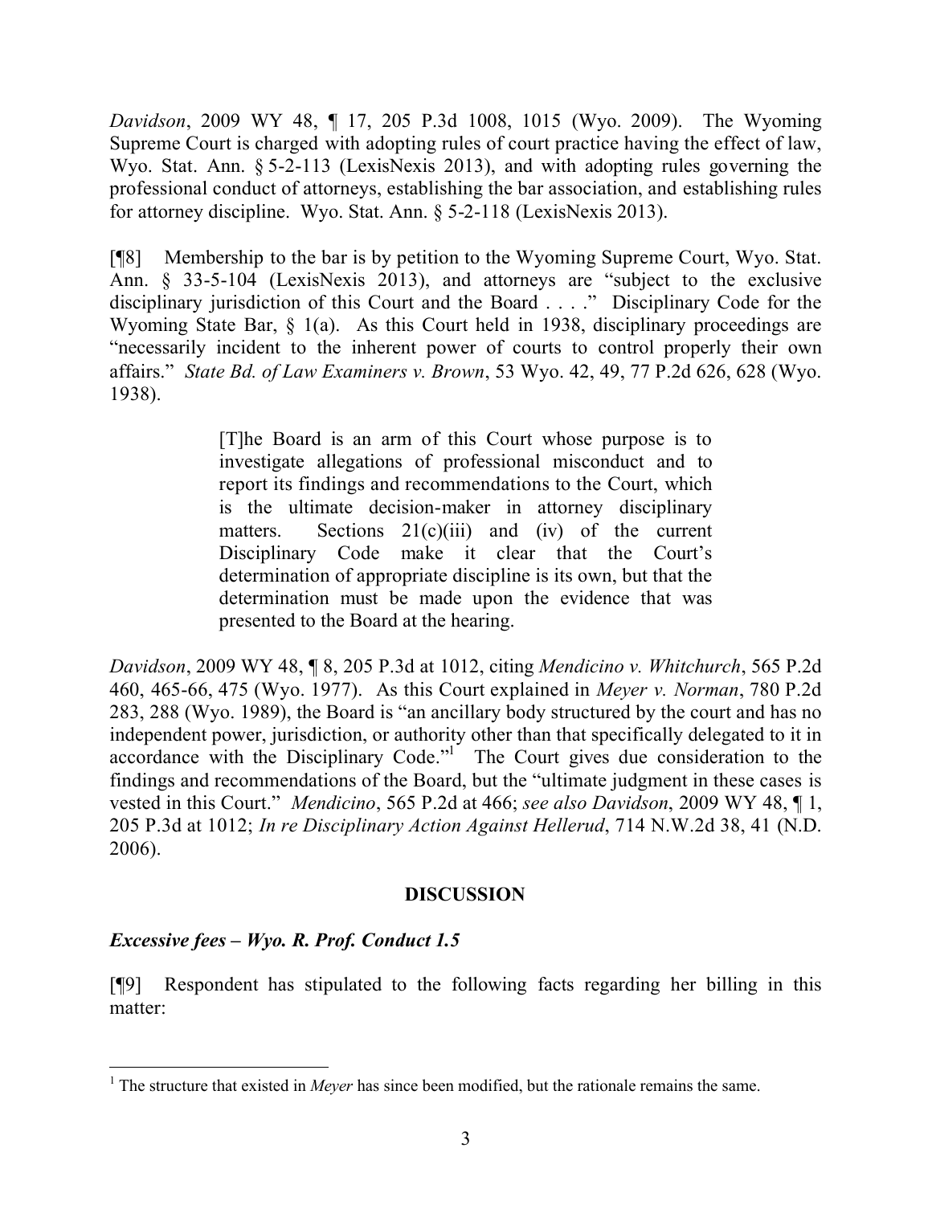*Davidson*, 2009 WY 48, ¶ 17, 205 P.3d 1008, 1015 (Wyo. 2009). The Wyoming Supreme Court is charged with adopting rules of court practice having the effect of law, Wyo. Stat. Ann. § 5-2-113 (LexisNexis 2013), and with adopting rules governing the professional conduct of attorneys, establishing the bar association, and establishing rules for attorney discipline. Wyo. Stat. Ann. § 5-2-118 (LexisNexis 2013).

[¶8] Membership to the bar is by petition to the Wyoming Supreme Court, Wyo. Stat. Ann. § 33-5-104 (LexisNexis 2013), and attorneys are "subject to the exclusive disciplinary jurisdiction of this Court and the Board . . . ." Disciplinary Code for the Wyoming State Bar, § 1(a). As this Court held in 1938, disciplinary proceedings are "necessarily incident to the inherent power of courts to control properly their own affairs." *State Bd. of Law Examiners v. Brown*, 53 Wyo. 42, 49, 77 P.2d 626, 628 (Wyo. 1938).

> [T]he Board is an arm of this Court whose purpose is to investigate allegations of professional misconduct and to report its findings and recommendations to the Court, which is the ultimate decision-maker in attorney disciplinary matters. Sections 21(c)(iii) and (iv) of the current Disciplinary Code make it clear that the Court's determination of appropriate discipline is its own, but that the determination must be made upon the evidence that was presented to the Board at the hearing.

*Davidson*, 2009 WY 48, ¶ 8, 205 P.3d at 1012, citing *Mendicino v. Whitchurch*, 565 P.2d 460, 465-66, 475 (Wyo. 1977). As this Court explained in *Meyer v. Norman*, 780 P.2d 283, 288 (Wyo. 1989), the Board is "an ancillary body structured by the court and has no independent power, jurisdiction, or authority other than that specifically delegated to it in accordance with the Disciplinary Code."[1] The Court gives due consideration to the findings and recommendations of the Board, but the "ultimate judgment in these cases is vested in this Court." *Mendicino*, 565 P.2d at 466; *see also Davidson*, 2009 WY 48, ¶ 1, 205 P.3d at 1012; *In re Disciplinary Action Against Hellerud*, 714 N.W.2d 38, 41 (N.D. 2006).

## DISCUSSION

### *Excessive fees – Wyo. R. Prof. Conduct 1.5*

[¶9] Respondent has stipulated to the following facts regarding her billing in this matter:

---

[1] The structure that existed in *Meyer* has since been modified, but the rationale remains the same.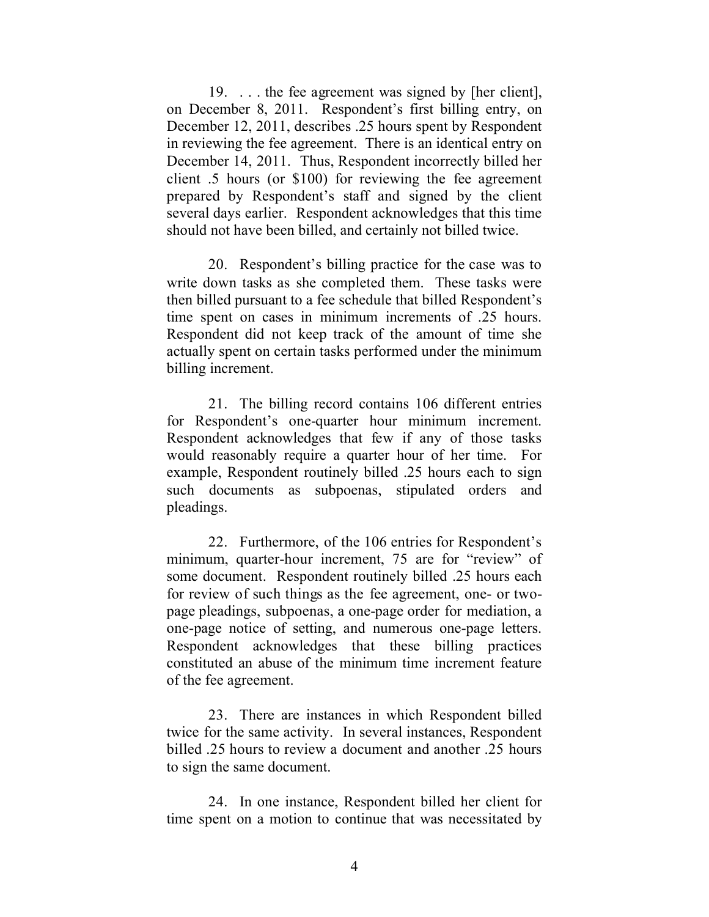19. . . . the fee agreement was signed by [her client], on December 8, 2011. Respondent's first billing entry, on December 12, 2011, describes .25 hours spent by Respondent in reviewing the fee agreement. There is an identical entry on December 14, 2011. Thus, Respondent incorrectly billed her client .5 hours (or $100) for reviewing the fee agreement prepared by Respondent's staff and signed by the client several days earlier. Respondent acknowledges that this time should not have been billed, and certainly not billed twice.

20. Respondent's billing practice for the case was to write down tasks as she completed them. These tasks were then billed pursuant to a fee schedule that billed Respondent's time spent on cases in minimum increments of .25 hours. Respondent did not keep track of the amount of time she actually spent on certain tasks performed under the minimum billing increment.

21. The billing record contains 106 different entries for Respondent's one-quarter hour minimum increment. Respondent acknowledges that few if any of those tasks would reasonably require a quarter hour of her time. For example, Respondent routinely billed .25 hours each to sign such documents as subpoenas, stipulated orders and pleadings.

22. Furthermore, of the 106 entries for Respondent's minimum, quarter-hour increment, 75 are for "review" of some document. Respondent routinely billed .25 hours each for review of such things as the fee agreement, one- or two-page pleadings, subpoenas, a one-page order for mediation, a one-page notice of setting, and numerous one-page letters. Respondent acknowledges that these billing practices constituted an abuse of the minimum time increment feature of the fee agreement.

23. There are instances in which Respondent billed twice for the same activity. In several instances, Respondent billed .25 hours to review a document and another .25 hours to sign the same document.

24. In one instance, Respondent billed her client for time spent on a motion to continue that was necessitated by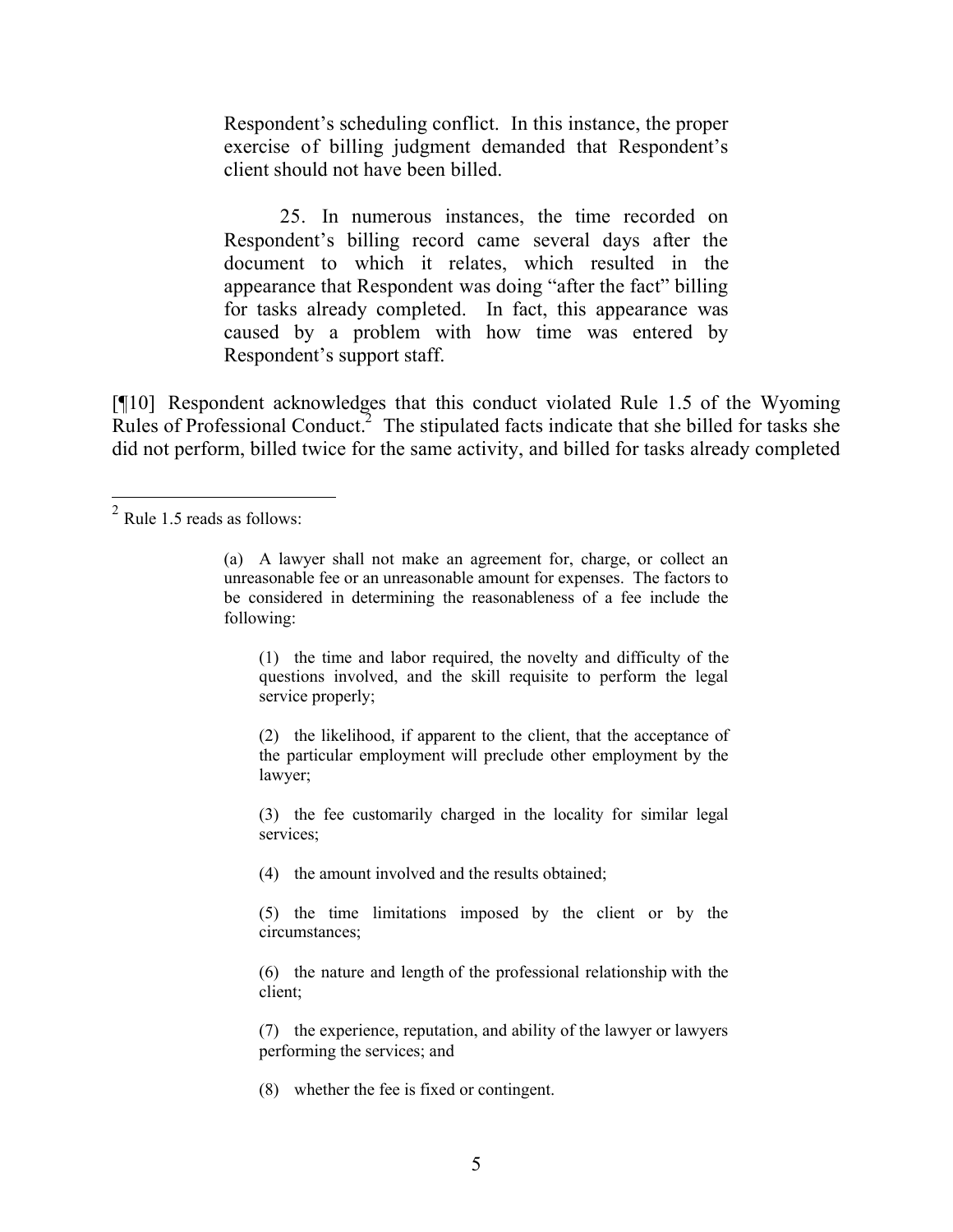> Respondent's scheduling conflict. In this instance, the proper exercise of billing judgment demanded that Respondent's client should not have been billed.
>
> 25. In numerous instances, the time recorded on Respondent's billing record came several days after the document to which it relates, which resulted in the appearance that Respondent was doing "after the fact" billing for tasks already completed. In fact, this appearance was caused by a problem with how time was entered by Respondent's support staff.

[¶10] Respondent acknowledges that this conduct violated Rule 1.5 of the Wyoming Rules of Professional Conduct.[2] The stipulated facts indicate that she billed for tasks she did not perform, billed twice for the same activity, and billed for tasks already completed

---

[2] Rule 1.5 reads as follows:

> (a) A lawyer shall not make an agreement for, charge, or collect an unreasonable fee or an unreasonable amount for expenses. The factors to be considered in determining the reasonableness of a fee include the following:
>
> (1) the time and labor required, the novelty and difficulty of the questions involved, and the skill requisite to perform the legal service properly;
>
> (2) the likelihood, if apparent to the client, that the acceptance of the particular employment will preclude other employment by the lawyer;
>
> (3) the fee customarily charged in the locality for similar legal services;
>
> (4) the amount involved and the results obtained;
>
> (5) the time limitations imposed by the client or by the circumstances;
>
> (6) the nature and length of the professional relationship with the client;
>
> (7) the experience, reputation, and ability of the lawyer or lawyers performing the services; and
>
> (8) whether the fee is fixed or contingent.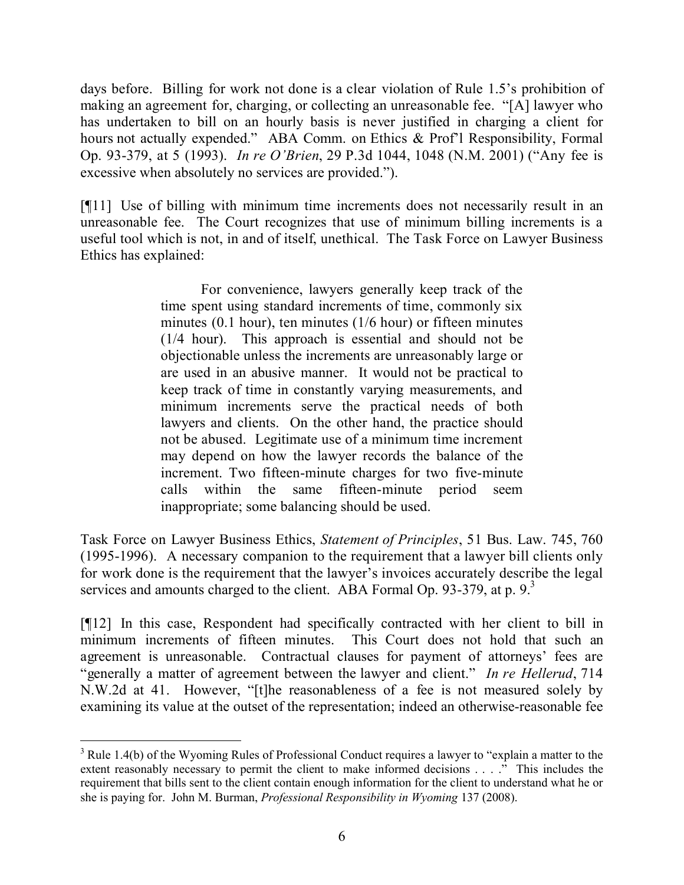days before. Billing for work not done is a clear violation of Rule 1.5's prohibition of making an agreement for, charging, or collecting an unreasonable fee. "[A] lawyer who has undertaken to bill on an hourly basis is never justified in charging a client for hours not actually expended." ABA Comm. on Ethics & Prof'l Responsibility, Formal Op. 93-379, at 5 (1993). *In re O'Brien*, 29 P.3d 1044, 1048 (N.M. 2001) ("Any fee is excessive when absolutely no services are provided.").

[¶11] Use of billing with minimum time increments does not necessarily result in an unreasonable fee. The Court recognizes that use of minimum billing increments is a useful tool which is not, in and of itself, unethical. The Task Force on Lawyer Business Ethics has explained:

> For convenience, lawyers generally keep track of the time spent using standard increments of time, commonly six minutes (0.1 hour), ten minutes (1/6 hour) or fifteen minutes (1/4 hour). This approach is essential and should not be objectionable unless the increments are unreasonably large or are used in an abusive manner. It would not be practical to keep track of time in constantly varying measurements, and minimum increments serve the practical needs of both lawyers and clients. On the other hand, the practice should not be abused. Legitimate use of a minimum time increment may depend on how the lawyer records the balance of the increment. Two fifteen-minute charges for two five-minute calls within the same fifteen-minute period seem inappropriate; some balancing should be used.

Task Force on Lawyer Business Ethics, *Statement of Principles*, 51 Bus. Law. 745, 760 (1995-1996). A necessary companion to the requirement that a lawyer bill clients only for work done is the requirement that the lawyer's invoices accurately describe the legal services and amounts charged to the client. ABA Formal Op. 93-379, at p. 9.[3]

[¶12] In this case, Respondent had specifically contracted with her client to bill in minimum increments of fifteen minutes. This Court does not hold that such an agreement is unreasonable. Contractual clauses for payment of attorneys' fees are "generally a matter of agreement between the lawyer and client." *In re Hellerud*, 714 N.W.2d at 41. However, "[t]he reasonableness of a fee is not measured solely by examining its value at the outset of the representation; indeed an otherwise-reasonable fee

---

[3] Rule 1.4(b) of the Wyoming Rules of Professional Conduct requires a lawyer to "explain a matter to the extent reasonably necessary to permit the client to make informed decisions . . . ." This includes the requirement that bills sent to the client contain enough information for the client to understand what he or she is paying for. John M. Burman, *Professional Responsibility in Wyoming* 137 (2008).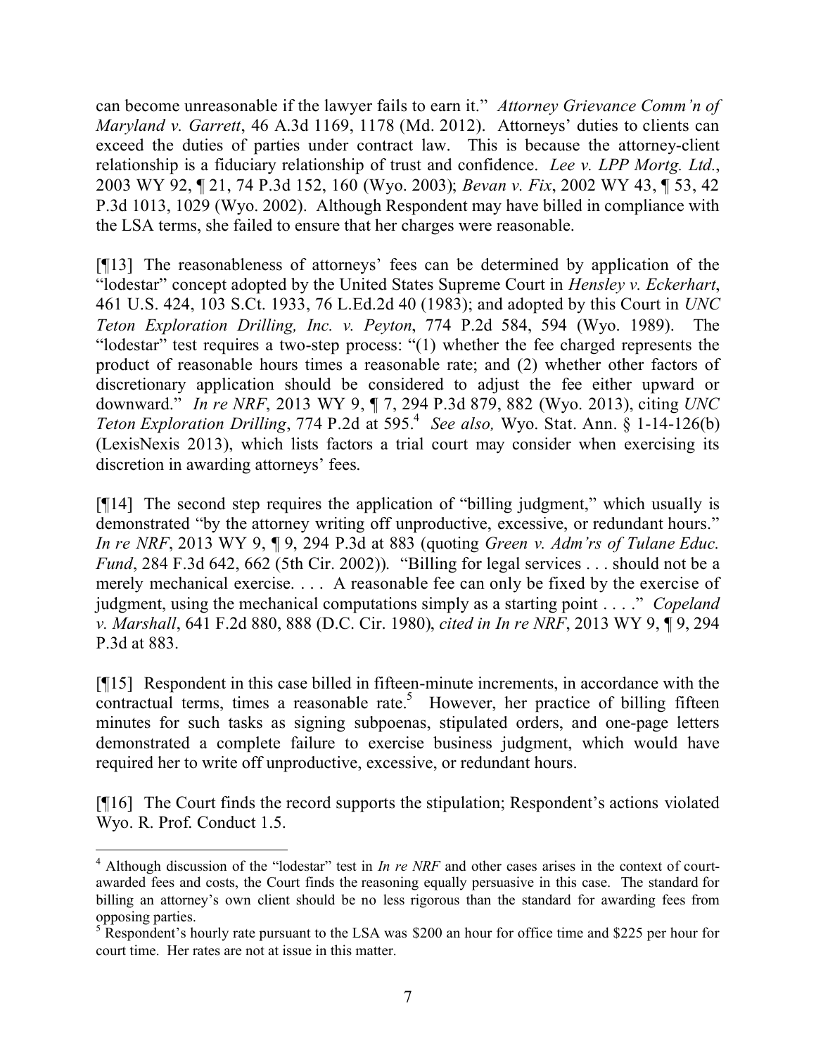can become unreasonable if the lawyer fails to earn it." *Attorney Grievance Comm'n of Maryland v. Garrett*, 46 A.3d 1169, 1178 (Md. 2012). Attorneys' duties to clients can exceed the duties of parties under contract law. This is because the attorney-client relationship is a fiduciary relationship of trust and confidence. *Lee v. LPP Mortg. Ltd.*, 2003 WY 92, ¶ 21, 74 P.3d 152, 160 (Wyo. 2003); *Bevan v. Fix*, 2002 WY 43, ¶ 53, 42 P.3d 1013, 1029 (Wyo. 2002). Although Respondent may have billed in compliance with the LSA terms, she failed to ensure that her charges were reasonable.

[¶13] The reasonableness of attorneys' fees can be determined by application of the "lodestar" concept adopted by the United States Supreme Court in *Hensley v. Eckerhart*, 461 U.S. 424, 103 S.Ct. 1933, 76 L.Ed.2d 40 (1983); and adopted by this Court in *UNC Teton Exploration Drilling, Inc. v. Peyton*, 774 P.2d 584, 594 (Wyo. 1989). The "lodestar" test requires a two-step process: "(1) whether the fee charged represents the product of reasonable hours times a reasonable rate; and (2) whether other factors of discretionary application should be considered to adjust the fee either upward or downward." *In re NRF*, 2013 WY 9, ¶ 7, 294 P.3d 879, 882 (Wyo. 2013), citing *UNC Teton Exploration Drilling*, 774 P.2d at 595.[4] *See also,* Wyo. Stat. Ann. § 1-14-126(b) (LexisNexis 2013), which lists factors a trial court may consider when exercising its discretion in awarding attorneys' fees.

[¶14] The second step requires the application of "billing judgment," which usually is demonstrated "by the attorney writing off unproductive, excessive, or redundant hours." *In re NRF*, 2013 WY 9, ¶ 9, 294 P.3d at 883 (quoting *Green v. Adm'rs of Tulane Educ. Fund*, 284 F.3d 642, 662 (5th Cir. 2002)). "Billing for legal services . . . should not be a merely mechanical exercise. . . . A reasonable fee can only be fixed by the exercise of judgment, using the mechanical computations simply as a starting point . . . ." *Copeland v. Marshall*, 641 F.2d 880, 888 (D.C. Cir. 1980), *cited in In re NRF*, 2013 WY 9, ¶ 9, 294 P.3d at 883.

[¶15] Respondent in this case billed in fifteen-minute increments, in accordance with the contractual terms, times a reasonable rate.[5] However, her practice of billing fifteen minutes for such tasks as signing subpoenas, stipulated orders, and one-page letters demonstrated a complete failure to exercise business judgment, which would have required her to write off unproductive, excessive, or redundant hours.

[¶16] The Court finds the record supports the stipulation; Respondent's actions violated Wyo. R. Prof. Conduct 1.5.

---

[4] Although discussion of the "lodestar" test in *In re NRF* and other cases arises in the context of court-awarded fees and costs, the Court finds the reasoning equally persuasive in this case. The standard for billing an attorney's own client should be no less rigorous than the standard for awarding fees from opposing parties.

[5] Respondent's hourly rate pursuant to the LSA was $200 an hour for office time and $225 per hour for court time. Her rates are not at issue in this matter.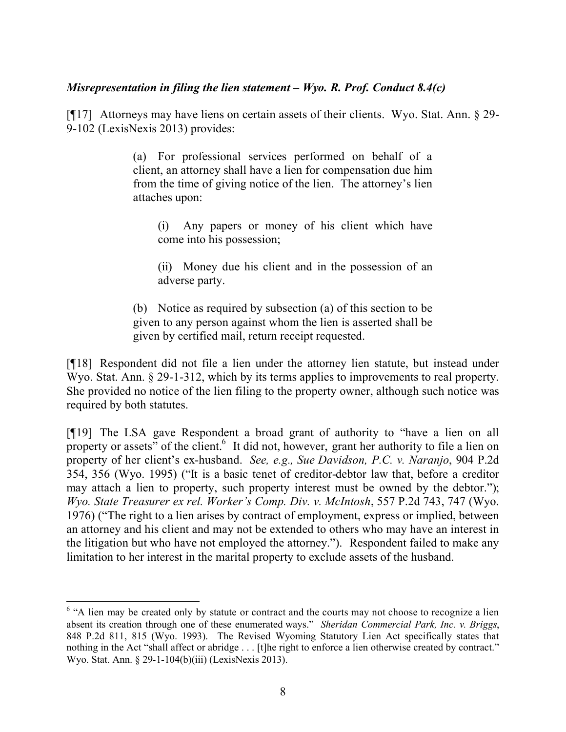***Misrepresentation in filing the lien statement – Wyo. R. Prof. Conduct 8.4(c)***

[¶17] Attorneys may have liens on certain assets of their clients. Wyo. Stat. Ann. § 29-9-102 (LexisNexis 2013) provides:

> (a) For professional services performed on behalf of a client, an attorney shall have a lien for compensation due him from the time of giving notice of the lien. The attorney's lien attaches upon:
>
> > (i) Any papers or money of his client which have come into his possession;
> >
> > (ii) Money due his client and in the possession of an adverse party.
>
> (b) Notice as required by subsection (a) of this section to be given to any person against whom the lien is asserted shall be given by certified mail, return receipt requested.

[¶18] Respondent did not file a lien under the attorney lien statute, but instead under Wyo. Stat. Ann. § 29-1-312, which by its terms applies to improvements to real property. She provided no notice of the lien filing to the property owner, although such notice was required by both statutes.

[¶19] The LSA gave Respondent a broad grant of authority to "have a lien on all property or assets" of the client.[6] It did not, however, grant her authority to file a lien on property of her client's ex-husband. *See, e.g., Sue Davidson, P.C. v. Naranjo*, 904 P.2d 354, 356 (Wyo. 1995) ("It is a basic tenet of creditor-debtor law that, before a creditor may attach a lien to property, such property interest must be owned by the debtor."); *Wyo. State Treasurer ex rel. Worker's Comp. Div. v. McIntosh*, 557 P.2d 743, 747 (Wyo. 1976) ("The right to a lien arises by contract of employment, express or implied, between an attorney and his client and may not be extended to others who may have an interest in the litigation but who have not employed the attorney."). Respondent failed to make any limitation to her interest in the marital property to exclude assets of the husband.

[6] "A lien may be created only by statute or contract and the courts may not choose to recognize a lien absent its creation through one of these enumerated ways." *Sheridan Commercial Park, Inc. v. Briggs*, 848 P.2d 811, 815 (Wyo. 1993). The Revised Wyoming Statutory Lien Act specifically states that nothing in the Act "shall affect or abridge . . . [t]he right to enforce a lien otherwise created by contract." Wyo. Stat. Ann. § 29-1-104(b)(iii) (LexisNexis 2013).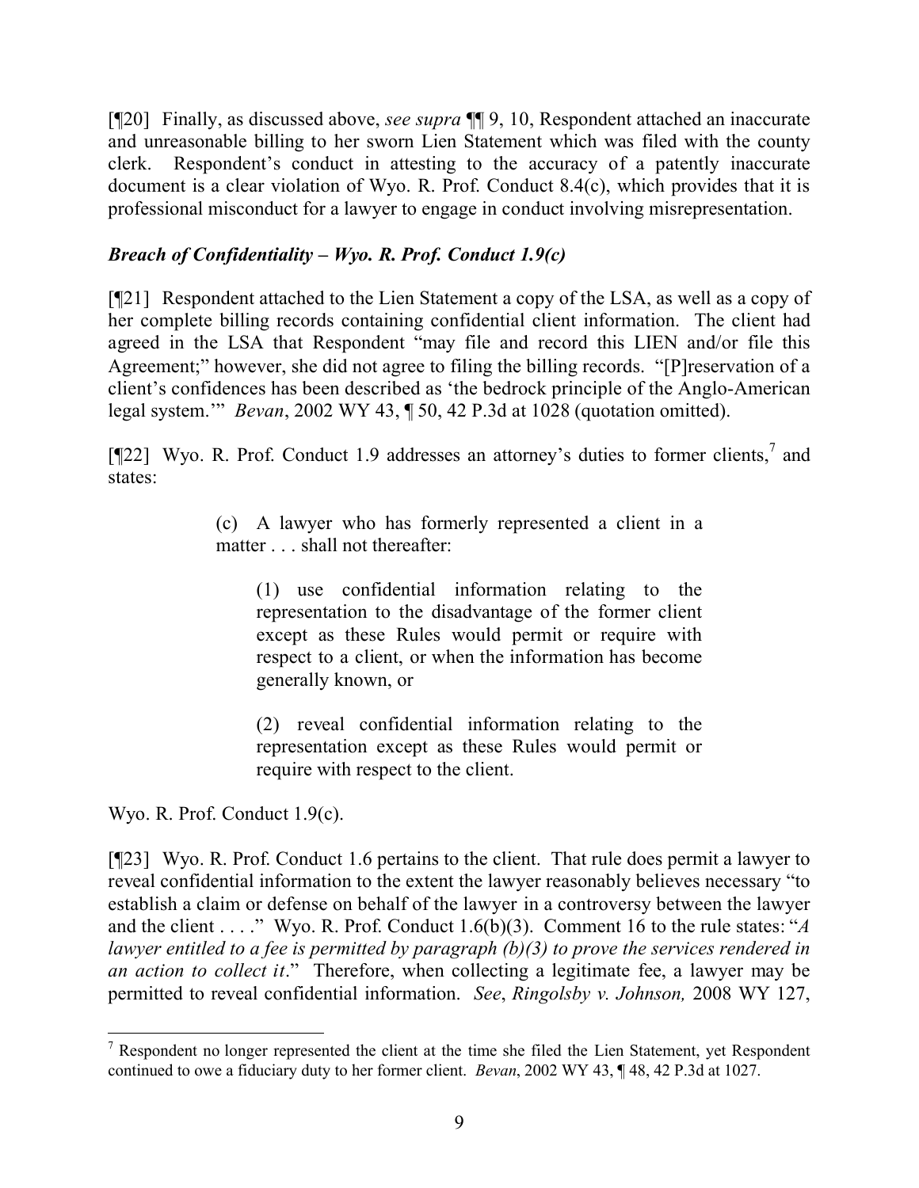[¶20] Finally, as discussed above, *see supra* ¶¶ 9, 10, Respondent attached an inaccurate and unreasonable billing to her sworn Lien Statement which was filed with the county clerk. Respondent's conduct in attesting to the accuracy of a patently inaccurate document is a clear violation of Wyo. R. Prof. Conduct 8.4(c), which provides that it is professional misconduct for a lawyer to engage in conduct involving misrepresentation.

### *Breach of Confidentiality – Wyo. R. Prof. Conduct 1.9(c)*

[¶21] Respondent attached to the Lien Statement a copy of the LSA, as well as a copy of her complete billing records containing confidential client information. The client had agreed in the LSA that Respondent "may file and record this LIEN and/or file this Agreement;" however, she did not agree to filing the billing records. "[P]reservation of a client's confidences has been described as 'the bedrock principle of the Anglo-American legal system.'" *Bevan*, 2002 WY 43, ¶ 50, 42 P.3d at 1028 (quotation omitted).

[¶22] Wyo. R. Prof. Conduct 1.9 addresses an attorney's duties to former clients,[7] and states:

> (c) A lawyer who has formerly represented a client in a matter . . . shall not thereafter:
>
> > (1) use confidential information relating to the representation to the disadvantage of the former client except as these Rules would permit or require with respect to a client, or when the information has become generally known, or
> >
> > (2) reveal confidential information relating to the representation except as these Rules would permit or require with respect to the client.

Wyo. R. Prof. Conduct 1.9(c).

[¶23] Wyo. R. Prof. Conduct 1.6 pertains to the client. That rule does permit a lawyer to reveal confidential information to the extent the lawyer reasonably believes necessary "to establish a claim or defense on behalf of the lawyer in a controversy between the lawyer and the client . . . ." Wyo. R. Prof. Conduct 1.6(b)(3). Comment 16 to the rule states: "*A lawyer entitled to a fee is permitted by paragraph (b)(3) to prove the services rendered in an action to collect it*." Therefore, when collecting a legitimate fee, a lawyer may be permitted to reveal confidential information. *See*, *Ringolsby v. Johnson,* 2008 WY 127,

---

[7] Respondent no longer represented the client at the time she filed the Lien Statement, yet Respondent continued to owe a fiduciary duty to her former client. *Bevan*, 2002 WY 43, ¶ 48, 42 P.3d at 1027.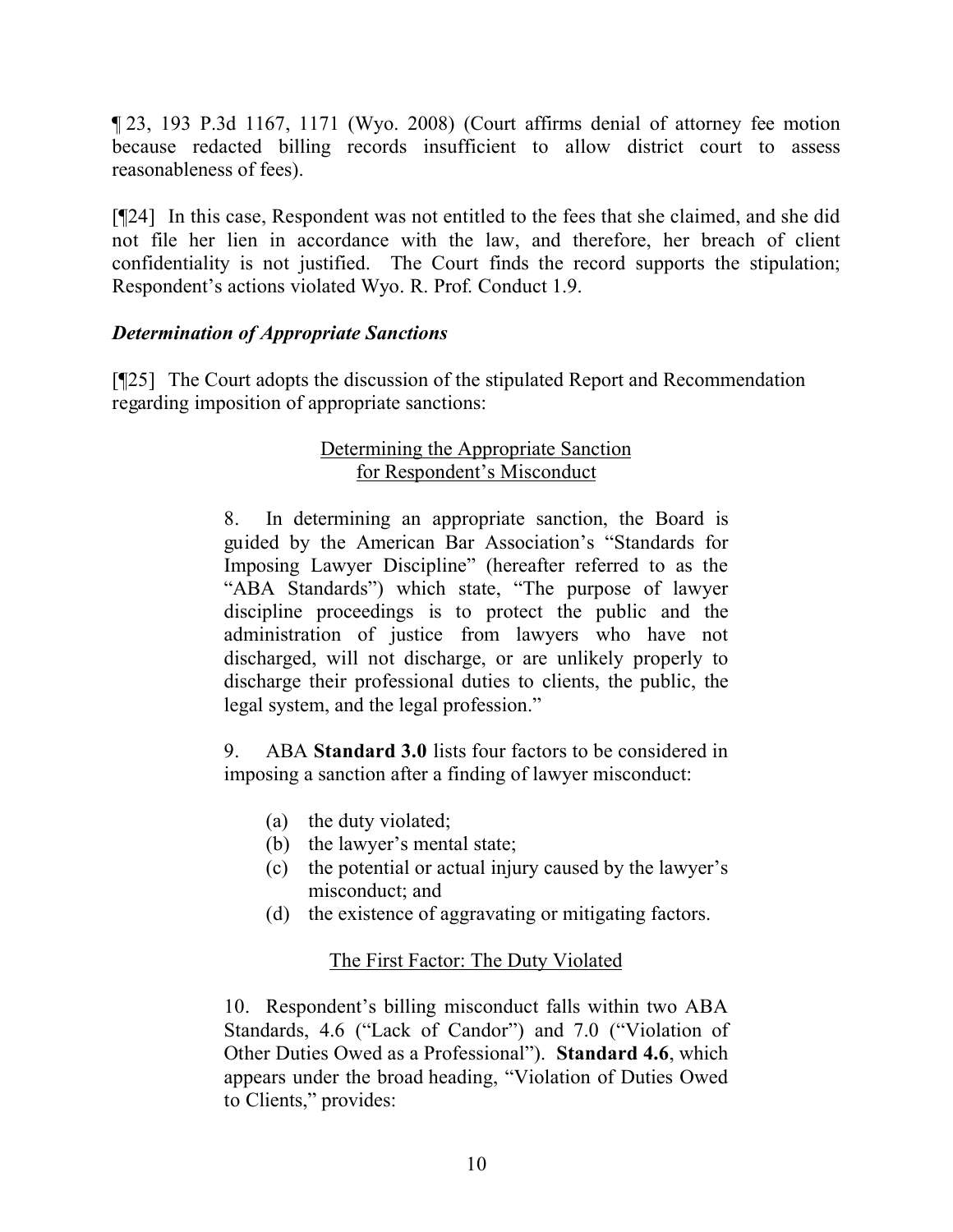¶ 23, 193 P.3d 1167, 1171 (Wyo. 2008) (Court affirms denial of attorney fee motion because redacted billing records insufficient to allow district court to assess reasonableness of fees).

[¶24] In this case, Respondent was not entitled to the fees that she claimed, and she did not file her lien in accordance with the law, and therefore, her breach of client confidentiality is not justified. The Court finds the record supports the stipulation; Respondent's actions violated Wyo. R. Prof. Conduct 1.9.

### *Determination of Appropriate Sanctions*

[¶25] The Court adopts the discussion of the stipulated Report and Recommendation regarding imposition of appropriate sanctions:

> Determining the Appropriate Sanction
> for Respondent's Misconduct
>
> 8. In determining an appropriate sanction, the Board is guided by the American Bar Association's "Standards for Imposing Lawyer Discipline" (hereafter referred to as the "ABA Standards") which state, "The purpose of lawyer discipline proceedings is to protect the public and the administration of justice from lawyers who have not discharged, will not discharge, or are unlikely properly to discharge their professional duties to clients, the public, the legal system, and the legal profession."
>
> 9. ABA **Standard 3.0** lists four factors to be considered in imposing a sanction after a finding of lawyer misconduct:
>
> (a) the duty violated;
> (b) the lawyer's mental state;
> (c) the potential or actual injury caused by the lawyer's misconduct; and
> (d) the existence of aggravating or mitigating factors.
>
> The First Factor: The Duty Violated
>
> 10. Respondent's billing misconduct falls within two ABA Standards, 4.6 ("Lack of Candor") and 7.0 ("Violation of Other Duties Owed as a Professional"). **Standard 4.6**, which appears under the broad heading, "Violation of Duties Owed to Clients," provides: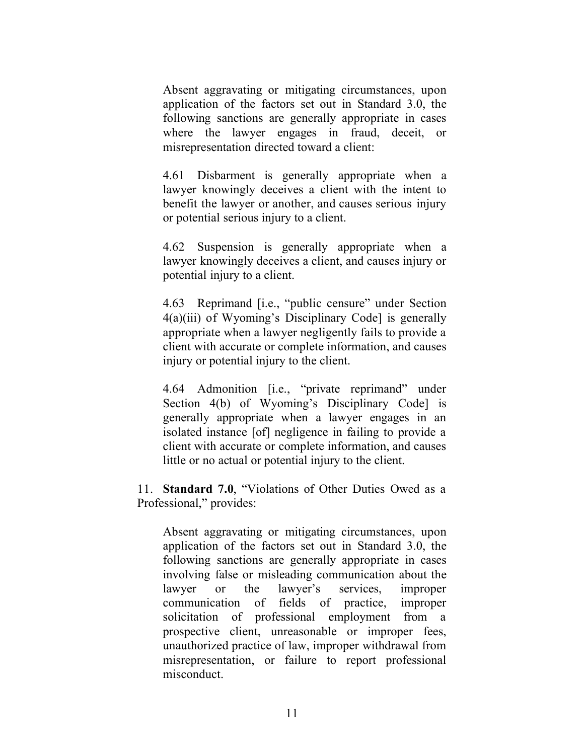> Absent aggravating or mitigating circumstances, upon application of the factors set out in Standard 3.0, the following sanctions are generally appropriate in cases where the lawyer engages in fraud, deceit, or misrepresentation directed toward a client:
>
> 4.61 Disbarment is generally appropriate when a lawyer knowingly deceives a client with the intent to benefit the lawyer or another, and causes serious injury or potential serious injury to a client.
>
> 4.62 Suspension is generally appropriate when a lawyer knowingly deceives a client, and causes injury or potential injury to a client.
>
> 4.63 Reprimand [i.e., "public censure" under Section 4(a)(iii) of Wyoming's Disciplinary Code] is generally appropriate when a lawyer negligently fails to provide a client with accurate or complete information, and causes injury or potential injury to the client.
>
> 4.64 Admonition [i.e., "private reprimand" under Section 4(b) of Wyoming's Disciplinary Code] is generally appropriate when a lawyer engages in an isolated instance [of] negligence in failing to provide a client with accurate or complete information, and causes little or no actual or potential injury to the client.

11. **Standard 7.0**, "Violations of Other Duties Owed as a Professional," provides:

> Absent aggravating or mitigating circumstances, upon application of the factors set out in Standard 3.0, the following sanctions are generally appropriate in cases involving false or misleading communication about the lawyer or the lawyer's services, improper communication of fields of practice, improper solicitation of professional employment from a prospective client, unreasonable or improper fees, unauthorized practice of law, improper withdrawal from misrepresentation, or failure to report professional misconduct.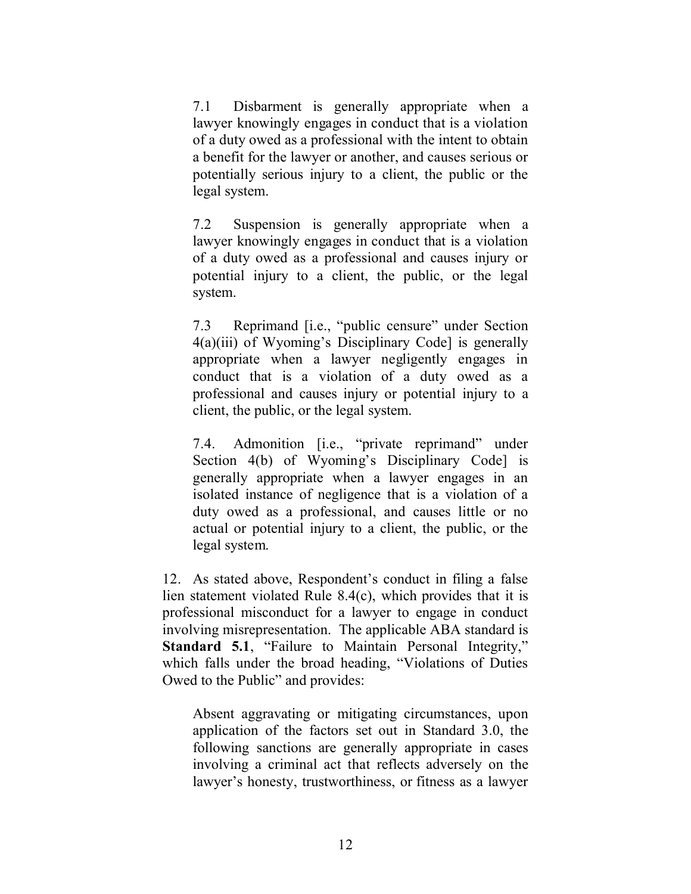> 7.1 Disbarment is generally appropriate when a lawyer knowingly engages in conduct that is a violation of a duty owed as a professional with the intent to obtain a benefit for the lawyer or another, and causes serious or potentially serious injury to a client, the public or the legal system.
>
> 7.2 Suspension is generally appropriate when a lawyer knowingly engages in conduct that is a violation of a duty owed as a professional and causes injury or potential injury to a client, the public, or the legal system.
>
> 7.3 Reprimand [i.e., "public censure" under Section 4(a)(iii) of Wyoming's Disciplinary Code] is generally appropriate when a lawyer negligently engages in conduct that is a violation of a duty owed as a professional and causes injury or potential injury to a client, the public, or the legal system.
>
> 7.4. Admonition [i.e., "private reprimand" under Section 4(b) of Wyoming's Disciplinary Code] is generally appropriate when a lawyer engages in an isolated instance of negligence that is a violation of a duty owed as a professional, and causes little or no actual or potential injury to a client, the public, or the legal system.

12. As stated above, Respondent's conduct in filing a false lien statement violated Rule 8.4(c), which provides that it is professional misconduct for a lawyer to engage in conduct involving misrepresentation. The applicable ABA standard is **Standard 5.1**, "Failure to Maintain Personal Integrity," which falls under the broad heading, "Violations of Duties Owed to the Public" and provides:

> Absent aggravating or mitigating circumstances, upon application of the factors set out in Standard 3.0, the following sanctions are generally appropriate in cases involving a criminal act that reflects adversely on the lawyer's honesty, trustworthiness, or fitness as a lawyer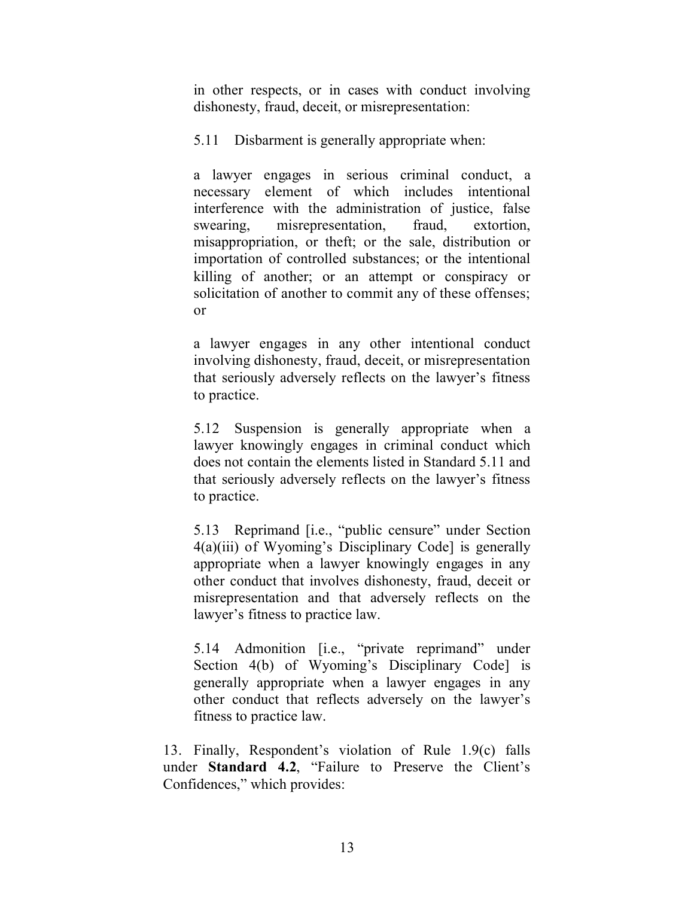> in other respects, or in cases with conduct involving dishonesty, fraud, deceit, or misrepresentation:
>
> 5.11 Disbarment is generally appropriate when:
>
> a lawyer engages in serious criminal conduct, a necessary element of which includes intentional interference with the administration of justice, false swearing, misrepresentation, fraud, extortion, misappropriation, or theft; or the sale, distribution or importation of controlled substances; or the intentional killing of another; or an attempt or conspiracy or solicitation of another to commit any of these offenses; or
>
> a lawyer engages in any other intentional conduct involving dishonesty, fraud, deceit, or misrepresentation that seriously adversely reflects on the lawyer's fitness to practice.
>
> 5.12 Suspension is generally appropriate when a lawyer knowingly engages in criminal conduct which does not contain the elements listed in Standard 5.11 and that seriously adversely reflects on the lawyer's fitness to practice.
>
> 5.13 Reprimand [i.e., "public censure" under Section 4(a)(iii) of Wyoming's Disciplinary Code] is generally appropriate when a lawyer knowingly engages in any other conduct that involves dishonesty, fraud, deceit or misrepresentation and that adversely reflects on the lawyer's fitness to practice law.
>
> 5.14 Admonition [i.e., "private reprimand" under Section 4(b) of Wyoming's Disciplinary Code] is generally appropriate when a lawyer engages in any other conduct that reflects adversely on the lawyer's fitness to practice law.

13. Finally, Respondent's violation of Rule 1.9(c) falls under **Standard 4.2**, "Failure to Preserve the Client's Confidences," which provides: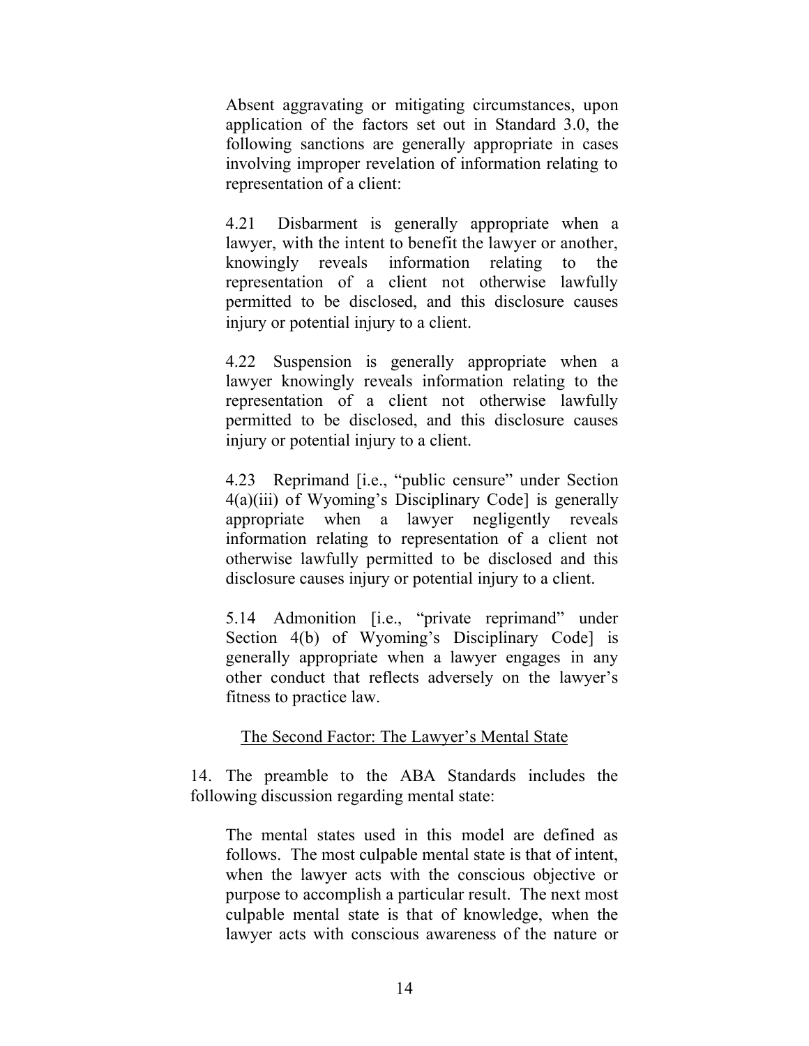> Absent aggravating or mitigating circumstances, upon application of the factors set out in Standard 3.0, the following sanctions are generally appropriate in cases involving improper revelation of information relating to representation of a client:
>
> 4.21 Disbarment is generally appropriate when a lawyer, with the intent to benefit the lawyer or another, knowingly reveals information relating to the representation of a client not otherwise lawfully permitted to be disclosed, and this disclosure causes injury or potential injury to a client.
>
> 4.22 Suspension is generally appropriate when a lawyer knowingly reveals information relating to the representation of a client not otherwise lawfully permitted to be disclosed, and this disclosure causes injury or potential injury to a client.
>
> 4.23 Reprimand [i.e., "public censure" under Section 4(a)(iii) of Wyoming's Disciplinary Code] is generally appropriate when a lawyer negligently reveals information relating to representation of a client not otherwise lawfully permitted to be disclosed and this disclosure causes injury or potential injury to a client.
>
> 5.14 Admonition [i.e., "private reprimand" under Section 4(b) of Wyoming's Disciplinary Code] is generally appropriate when a lawyer engages in any other conduct that reflects adversely on the lawyer's fitness to practice law.

<u>The Second Factor: The Lawyer's Mental State</u>

14. The preamble to the ABA Standards includes the following discussion regarding mental state:

> The mental states used in this model are defined as follows. The most culpable mental state is that of intent, when the lawyer acts with the conscious objective or purpose to accomplish a particular result. The next most culpable mental state is that of knowledge, when the lawyer acts with conscious awareness of the nature or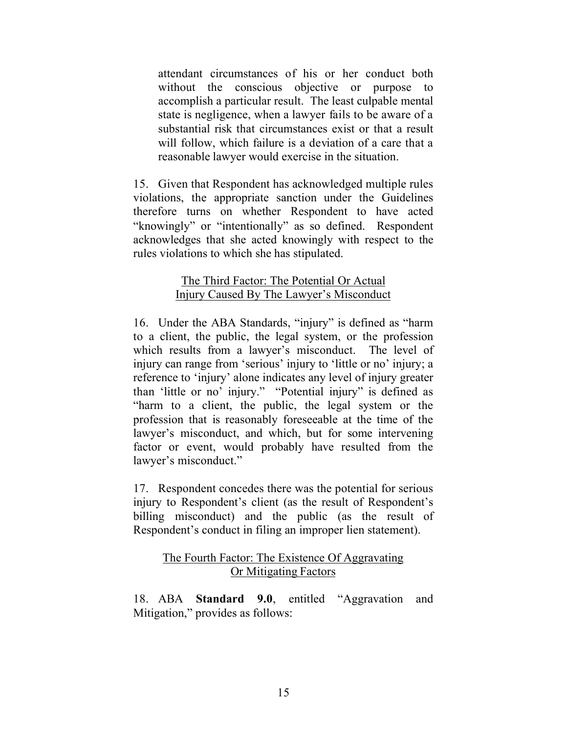> attendant circumstances of his or her conduct both without the conscious objective or purpose to accomplish a particular result. The least culpable mental state is negligence, when a lawyer fails to be aware of a substantial risk that circumstances exist or that a result will follow, which failure is a deviation of a care that a reasonable lawyer would exercise in the situation.

15. Given that Respondent has acknowledged multiple rules violations, the appropriate sanction under the Guidelines therefore turns on whether Respondent to have acted "knowingly" or "intentionally" as so defined. Respondent acknowledges that she acted knowingly with respect to the rules violations to which she has stipulated.

<u>The Third Factor: The Potential Or Actual Injury Caused By The Lawyer's Misconduct</u>

16. Under the ABA Standards, "injury" is defined as "harm to a client, the public, the legal system, or the profession which results from a lawyer's misconduct. The level of injury can range from 'serious' injury to 'little or no' injury; a reference to 'injury' alone indicates any level of injury greater than 'little or no' injury." "Potential injury" is defined as "harm to a client, the public, the legal system or the profession that is reasonably foreseeable at the time of the lawyer's misconduct, and which, but for some intervening factor or event, would probably have resulted from the lawyer's misconduct."

17. Respondent concedes there was the potential for serious injury to Respondent's client (as the result of Respondent's billing misconduct) and the public (as the result of Respondent's conduct in filing an improper lien statement).

<u>The Fourth Factor: The Existence Of Aggravating Or Mitigating Factors</u>

18. ABA **Standard 9.0**, entitled "Aggravation and Mitigation," provides as follows: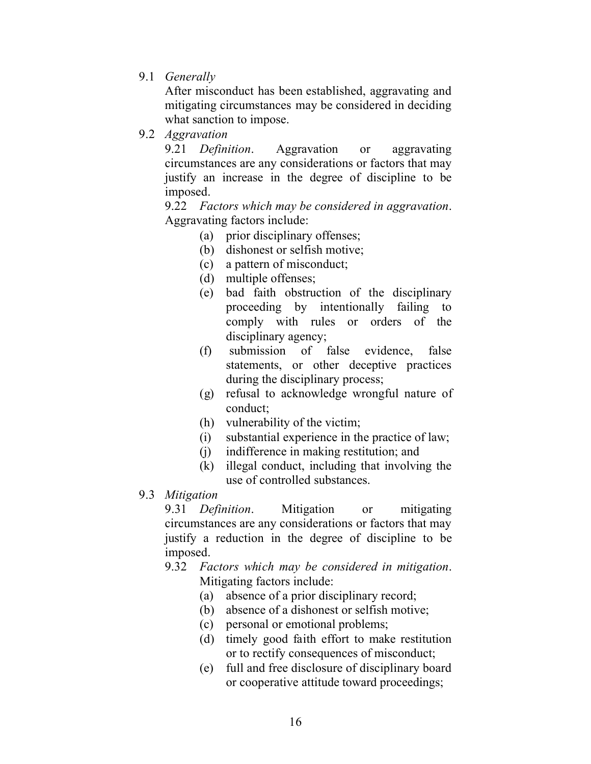9.1 *Generally*

After misconduct has been established, aggravating and mitigating circumstances may be considered in deciding what sanction to impose.

9.2 *Aggravation*

9.21 *Definition*. Aggravation or aggravating circumstances are any considerations or factors that may justify an increase in the degree of discipline to be imposed.

9.22 *Factors which may be considered in aggravation*. Aggravating factors include:

- (a) prior disciplinary offenses;
- (b) dishonest or selfish motive;
- (c) a pattern of misconduct;
- (d) multiple offenses;
- (e) bad faith obstruction of the disciplinary proceeding by intentionally failing to comply with rules or orders of the disciplinary agency;
- (f) submission of false evidence, false statements, or other deceptive practices during the disciplinary process;
- (g) refusal to acknowledge wrongful nature of conduct;
- (h) vulnerability of the victim;
- (i) substantial experience in the practice of law;
- (j) indifference in making restitution; and
- (k) illegal conduct, including that involving the use of controlled substances.

9.3 *Mitigation*

9.31 *Definition*. Mitigation or mitigating circumstances are any considerations or factors that may justify a reduction in the degree of discipline to be imposed.

9.32 *Factors which may be considered in mitigation*. Mitigating factors include:

- (a) absence of a prior disciplinary record;
- (b) absence of a dishonest or selfish motive;
- (c) personal or emotional problems;
- (d) timely good faith effort to make restitution or to rectify consequences of misconduct;
- (e) full and free disclosure of disciplinary board or cooperative attitude toward proceedings;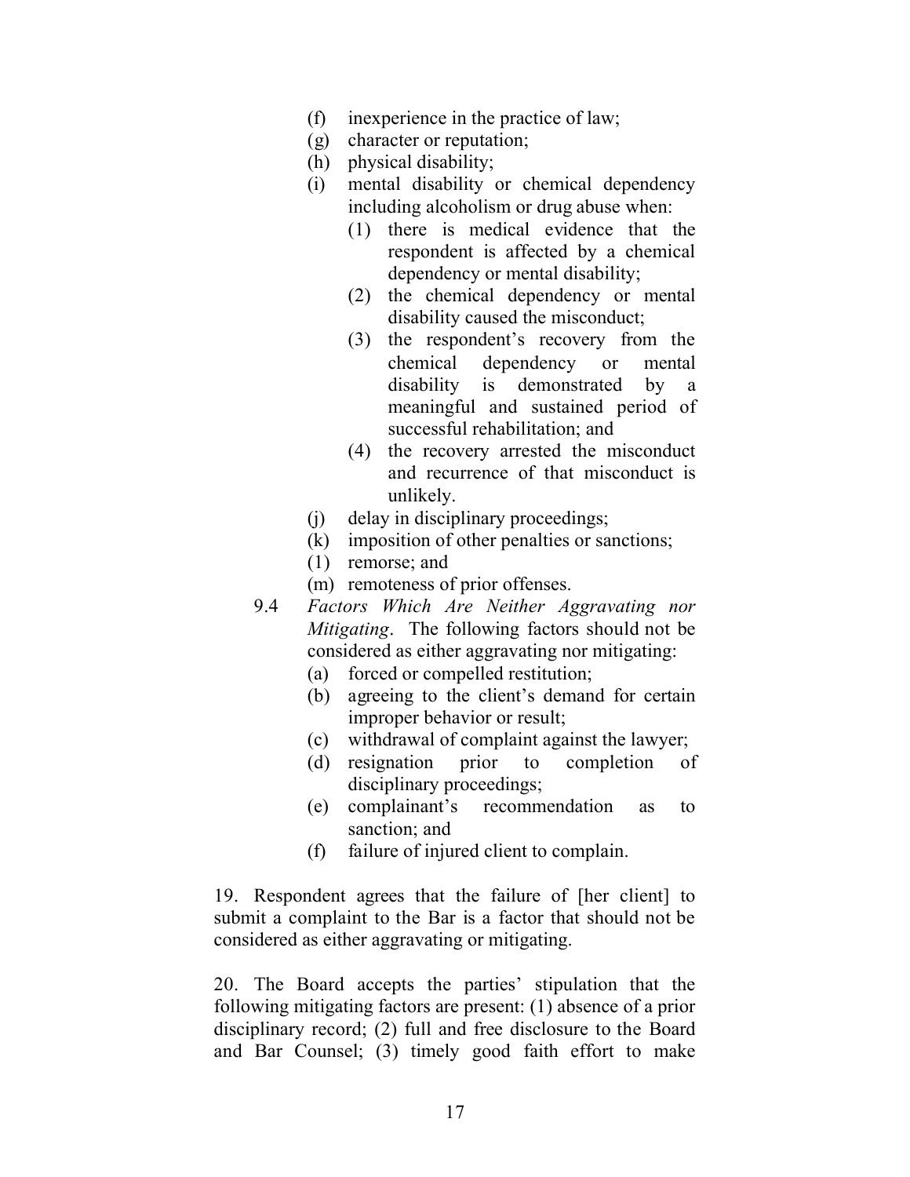- (f) inexperience in the practice of law;
- (g) character or reputation;
- (h) physical disability;
- (i) mental disability or chemical dependency including alcoholism or drug abuse when:
  - (1) there is medical evidence that the respondent is affected by a chemical dependency or mental disability;
  - (2) the chemical dependency or mental disability caused the misconduct;
  - (3) the respondent's recovery from the chemical dependency or mental disability is demonstrated by a meaningful and sustained period of successful rehabilitation; and
  - (4) the recovery arrested the misconduct and recurrence of that misconduct is unlikely.
- (j) delay in disciplinary proceedings;
- (k) imposition of other penalties or sanctions;
- (l) remorse; and
- (m) remoteness of prior offenses.

9.4 *Factors Which Are Neither Aggravating nor Mitigating*. The following factors should not be considered as either aggravating nor mitigating:

- (a) forced or compelled restitution;
- (b) agreeing to the client's demand for certain improper behavior or result;
- (c) withdrawal of complaint against the lawyer;
- (d) resignation prior to completion of disciplinary proceedings;
- (e) complainant's recommendation as to sanction; and
- (f) failure of injured client to complain.

19. Respondent agrees that the failure of [her client] to submit a complaint to the Bar is a factor that should not be considered as either aggravating or mitigating.

20. The Board accepts the parties' stipulation that the following mitigating factors are present: (1) absence of a prior disciplinary record; (2) full and free disclosure to the Board and Bar Counsel; (3) timely good faith effort to make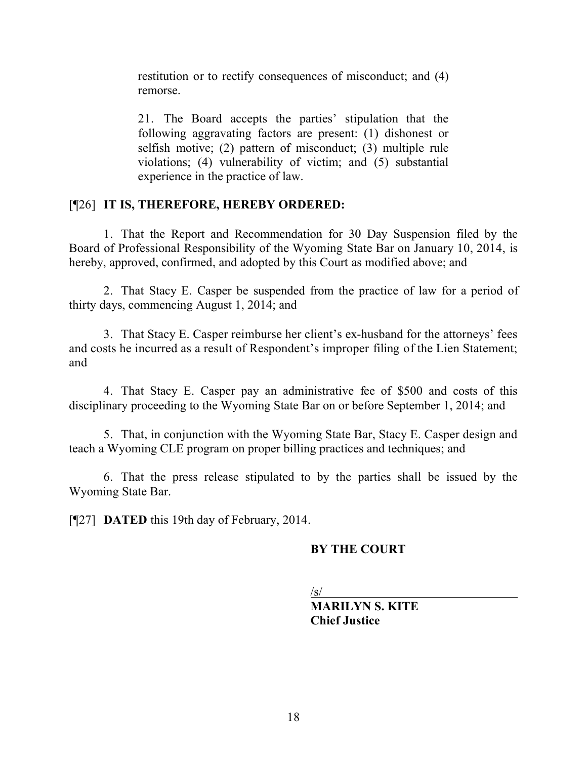> restitution or to rectify consequences of misconduct; and (4) remorse.
>
> 21. The Board accepts the parties' stipulation that the following aggravating factors are present: (1) dishonest or selfish motive; (2) pattern of misconduct; (3) multiple rule violations; (4) vulnerability of victim; and (5) substantial experience in the practice of law.

[¶26] **IT IS, THEREFORE, HEREBY ORDERED:**

1. That the Report and Recommendation for 30 Day Suspension filed by the Board of Professional Responsibility of the Wyoming State Bar on January 10, 2014, is hereby, approved, confirmed, and adopted by this Court as modified above; and

2. That Stacy E. Casper be suspended from the practice of law for a period of thirty days, commencing August 1, 2014; and

3. That Stacy E. Casper reimburse her client's ex-husband for the attorneys' fees and costs he incurred as a result of Respondent's improper filing of the Lien Statement; and

4. That Stacy E. Casper pay an administrative fee of $500 and costs of this disciplinary proceeding to the Wyoming State Bar on or before September 1, 2014; and

5. That, in conjunction with the Wyoming State Bar, Stacy E. Casper design and teach a Wyoming CLE program on proper billing practices and techniques; and

6. That the press release stipulated to by the parties shall be issued by the Wyoming State Bar.

[¶27] **DATED** this 19th day of February, 2014.

**BY THE COURT**

/s/

**MARILYN S. KITE**
**Chief Justice**